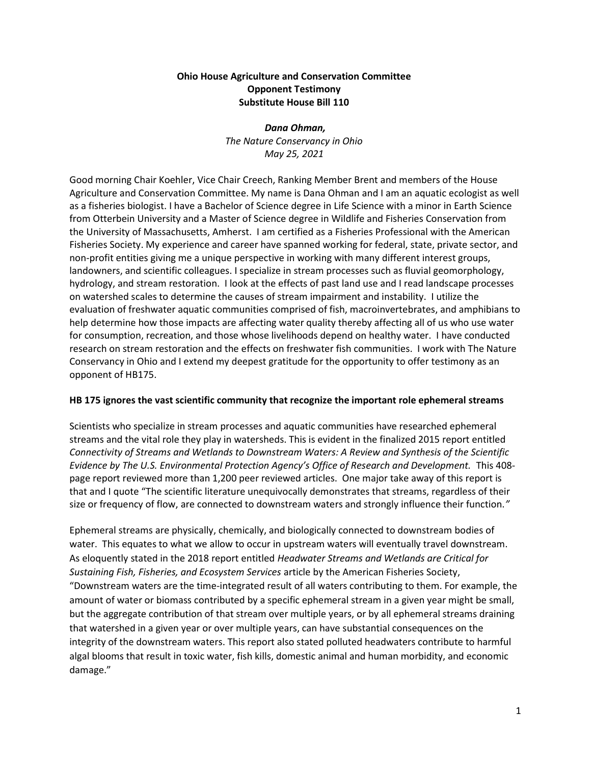**Ohio House Agriculture and Conservation Committee**
**Opponent Testimony**
**Substitute House Bill 110**

***Dana Ohman,***
*The Nature Conservancy in Ohio*
*May 25, 2021*

Good morning Chair Koehler, Vice Chair Creech, Ranking Member Brent and members of the House Agriculture and Conservation Committee. My name is Dana Ohman and I am an aquatic ecologist as well as a fisheries biologist. I have a Bachelor of Science degree in Life Science with a minor in Earth Science from Otterbein University and a Master of Science degree in Wildlife and Fisheries Conservation from the University of Massachusetts, Amherst. I am certified as a Fisheries Professional with the American Fisheries Society. My experience and career have spanned working for federal, state, private sector, and non-profit entities giving me a unique perspective in working with many different interest groups, landowners, and scientific colleagues. I specialize in stream processes such as fluvial geomorphology, hydrology, and stream restoration. I look at the effects of past land use and I read landscape processes on watershed scales to determine the causes of stream impairment and instability. I utilize the evaluation of freshwater aquatic communities comprised of fish, macroinvertebrates, and amphibians to help determine how those impacts are affecting water quality thereby affecting all of us who use water for consumption, recreation, and those whose livelihoods depend on healthy water. I have conducted research on stream restoration and the effects on freshwater fish communities. I work with The Nature Conservancy in Ohio and I extend my deepest gratitude for the opportunity to offer testimony as an opponent of HB175.

**HB 175 ignores the vast scientific community that recognize the important role ephemeral streams**

Scientists who specialize in stream processes and aquatic communities have researched ephemeral streams and the vital role they play in watersheds. This is evident in the finalized 2015 report entitled *Connectivity of Streams and Wetlands to Downstream Waters: A Review and Synthesis of the Scientific Evidence by The U.S. Environmental Protection Agency's Office of Research and Development.* This 408-page report reviewed more than 1,200 peer reviewed articles. One major take away of this report is that and I quote "The scientific literature unequivocally demonstrates that streams, regardless of their size or frequency of flow, are connected to downstream waters and strongly influence their function.*"*

Ephemeral streams are physically, chemically, and biologically connected to downstream bodies of water. This equates to what we allow to occur in upstream waters will eventually travel downstream. As eloquently stated in the 2018 report entitled *Headwater Streams and Wetlands are Critical for Sustaining Fish, Fisheries, and Ecosystem Services* article by the American Fisheries Society, "Downstream waters are the time-integrated result of all waters contributing to them. For example, the amount of water or biomass contributed by a specific ephemeral stream in a given year might be small, but the aggregate contribution of that stream over multiple years, or by all ephemeral streams draining that watershed in a given year or over multiple years, can have substantial consequences on the integrity of the downstream waters. This report also stated polluted headwaters contribute to harmful algal blooms that result in toxic water, fish kills, domestic animal and human morbidity, and economic damage."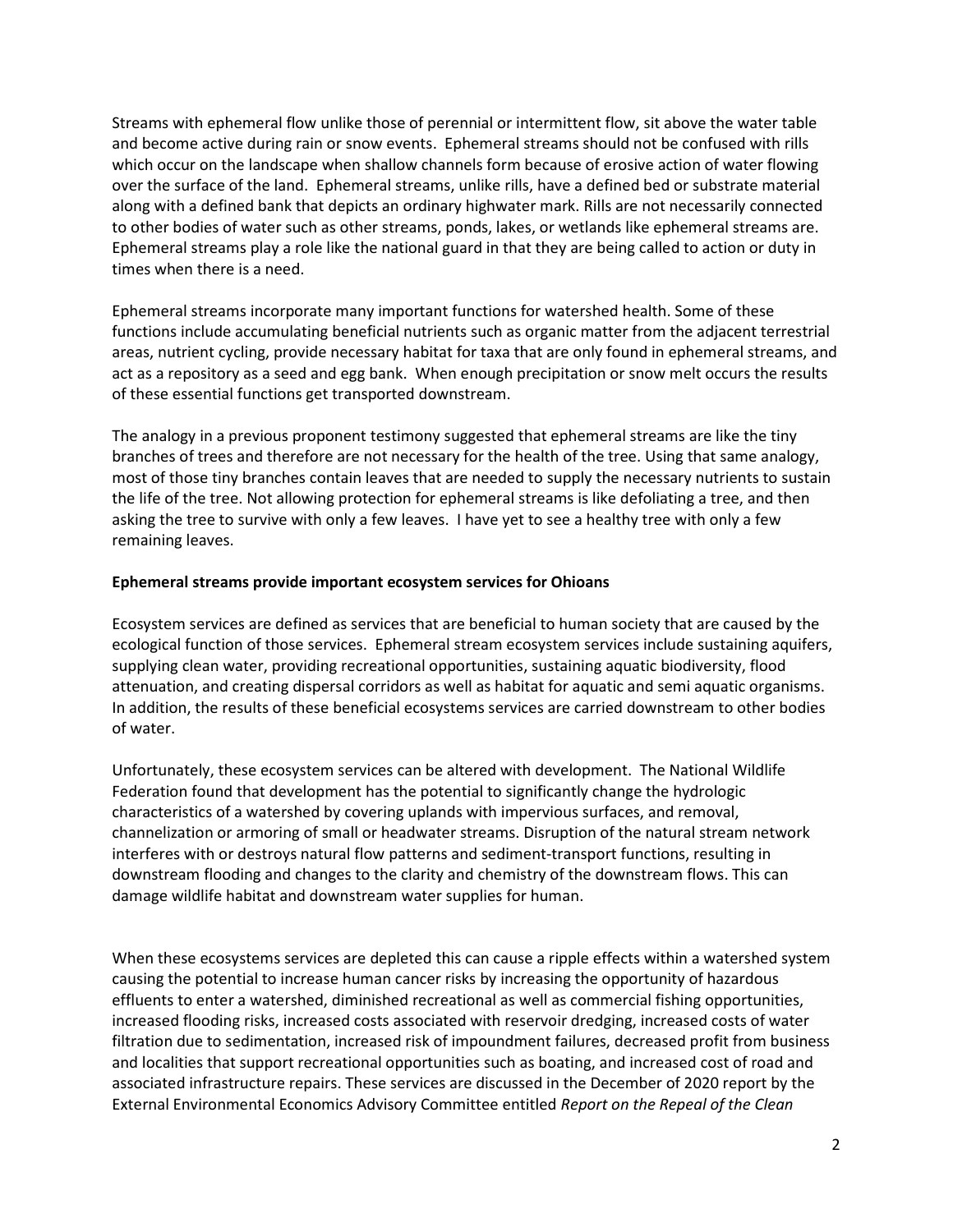Streams with ephemeral flow unlike those of perennial or intermittent flow, sit above the water table and become active during rain or snow events. Ephemeral streams should not be confused with rills which occur on the landscape when shallow channels form because of erosive action of water flowing over the surface of the land. Ephemeral streams, unlike rills, have a defined bed or substrate material along with a defined bank that depicts an ordinary highwater mark. Rills are not necessarily connected to other bodies of water such as other streams, ponds, lakes, or wetlands like ephemeral streams are. Ephemeral streams play a role like the national guard in that they are being called to action or duty in times when there is a need.

Ephemeral streams incorporate many important functions for watershed health. Some of these functions include accumulating beneficial nutrients such as organic matter from the adjacent terrestrial areas, nutrient cycling, provide necessary habitat for taxa that are only found in ephemeral streams, and act as a repository as a seed and egg bank. When enough precipitation or snow melt occurs the results of these essential functions get transported downstream.

The analogy in a previous proponent testimony suggested that ephemeral streams are like the tiny branches of trees and therefore are not necessary for the health of the tree. Using that same analogy, most of those tiny branches contain leaves that are needed to supply the necessary nutrients to sustain the life of the tree. Not allowing protection for ephemeral streams is like defoliating a tree, and then asking the tree to survive with only a few leaves. I have yet to see a healthy tree with only a few remaining leaves.

**Ephemeral streams provide important ecosystem services for Ohioans**

Ecosystem services are defined as services that are beneficial to human society that are caused by the ecological function of those services. Ephemeral stream ecosystem services include sustaining aquifers, supplying clean water, providing recreational opportunities, sustaining aquatic biodiversity, flood attenuation, and creating dispersal corridors as well as habitat for aquatic and semi aquatic organisms. In addition, the results of these beneficial ecosystems services are carried downstream to other bodies of water.

Unfortunately, these ecosystem services can be altered with development. The National Wildlife Federation found that development has the potential to significantly change the hydrologic characteristics of a watershed by covering uplands with impervious surfaces, and removal, channelization or armoring of small or headwater streams. Disruption of the natural stream network interferes with or destroys natural flow patterns and sediment-transport functions, resulting in downstream flooding and changes to the clarity and chemistry of the downstream flows. This can damage wildlife habitat and downstream water supplies for human.

When these ecosystems services are depleted this can cause a ripple effects within a watershed system causing the potential to increase human cancer risks by increasing the opportunity of hazardous effluents to enter a watershed, diminished recreational as well as commercial fishing opportunities, increased flooding risks, increased costs associated with reservoir dredging, increased costs of water filtration due to sedimentation, increased risk of impoundment failures, decreased profit from business and localities that support recreational opportunities such as boating, and increased cost of road and associated infrastructure repairs. These services are discussed in the December of 2020 report by the External Environmental Economics Advisory Committee entitled *Report on the Repeal of the Clean*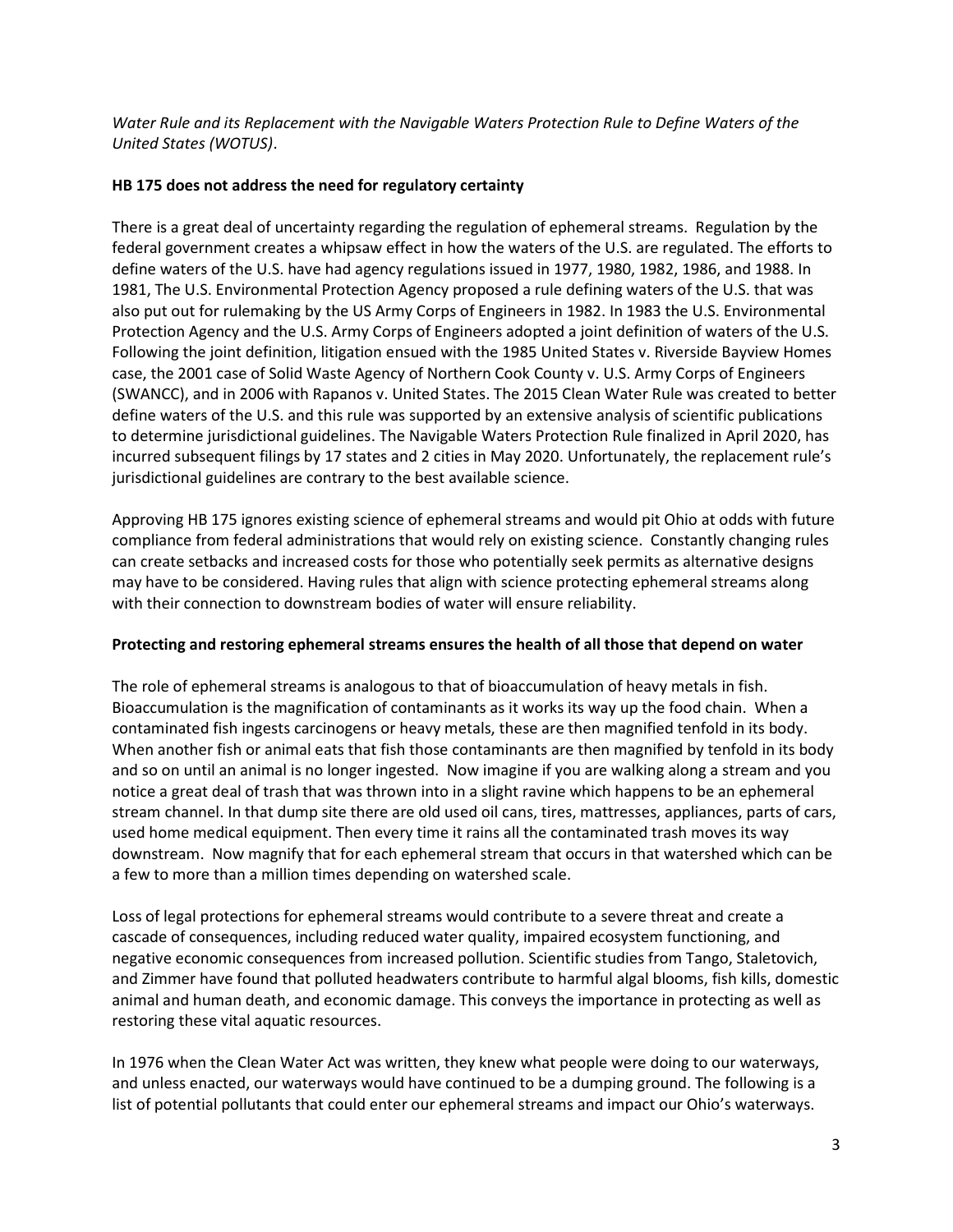*Water Rule and its Replacement with the Navigable Waters Protection Rule to Define Waters of the United States (WOTUS)*.

**HB 175 does not address the need for regulatory certainty**

There is a great deal of uncertainty regarding the regulation of ephemeral streams. Regulation by the federal government creates a whipsaw effect in how the waters of the U.S. are regulated. The efforts to define waters of the U.S. have had agency regulations issued in 1977, 1980, 1982, 1986, and 1988. In 1981, The U.S. Environmental Protection Agency proposed a rule defining waters of the U.S. that was also put out for rulemaking by the US Army Corps of Engineers in 1982. In 1983 the U.S. Environmental Protection Agency and the U.S. Army Corps of Engineers adopted a joint definition of waters of the U.S. Following the joint definition, litigation ensued with the 1985 United States v. Riverside Bayview Homes case, the 2001 case of Solid Waste Agency of Northern Cook County v. U.S. Army Corps of Engineers (SWANCC), and in 2006 with Rapanos v. United States. The 2015 Clean Water Rule was created to better define waters of the U.S. and this rule was supported by an extensive analysis of scientific publications to determine jurisdictional guidelines. The Navigable Waters Protection Rule finalized in April 2020, has incurred subsequent filings by 17 states and 2 cities in May 2020. Unfortunately, the replacement rule's jurisdictional guidelines are contrary to the best available science.

Approving HB 175 ignores existing science of ephemeral streams and would pit Ohio at odds with future compliance from federal administrations that would rely on existing science. Constantly changing rules can create setbacks and increased costs for those who potentially seek permits as alternative designs may have to be considered. Having rules that align with science protecting ephemeral streams along with their connection to downstream bodies of water will ensure reliability.

**Protecting and restoring ephemeral streams ensures the health of all those that depend on water**

The role of ephemeral streams is analogous to that of bioaccumulation of heavy metals in fish. Bioaccumulation is the magnification of contaminants as it works its way up the food chain. When a contaminated fish ingests carcinogens or heavy metals, these are then magnified tenfold in its body. When another fish or animal eats that fish those contaminants are then magnified by tenfold in its body and so on until an animal is no longer ingested. Now imagine if you are walking along a stream and you notice a great deal of trash that was thrown into in a slight ravine which happens to be an ephemeral stream channel. In that dump site there are old used oil cans, tires, mattresses, appliances, parts of cars, used home medical equipment. Then every time it rains all the contaminated trash moves its way downstream. Now magnify that for each ephemeral stream that occurs in that watershed which can be a few to more than a million times depending on watershed scale.

Loss of legal protections for ephemeral streams would contribute to a severe threat and create a cascade of consequences, including reduced water quality, impaired ecosystem functioning, and negative economic consequences from increased pollution. Scientific studies from Tango, Staletovich, and Zimmer have found that polluted headwaters contribute to harmful algal blooms, fish kills, domestic animal and human death, and economic damage. This conveys the importance in protecting as well as restoring these vital aquatic resources.

In 1976 when the Clean Water Act was written, they knew what people were doing to our waterways, and unless enacted, our waterways would have continued to be a dumping ground. The following is a list of potential pollutants that could enter our ephemeral streams and impact our Ohio's waterways.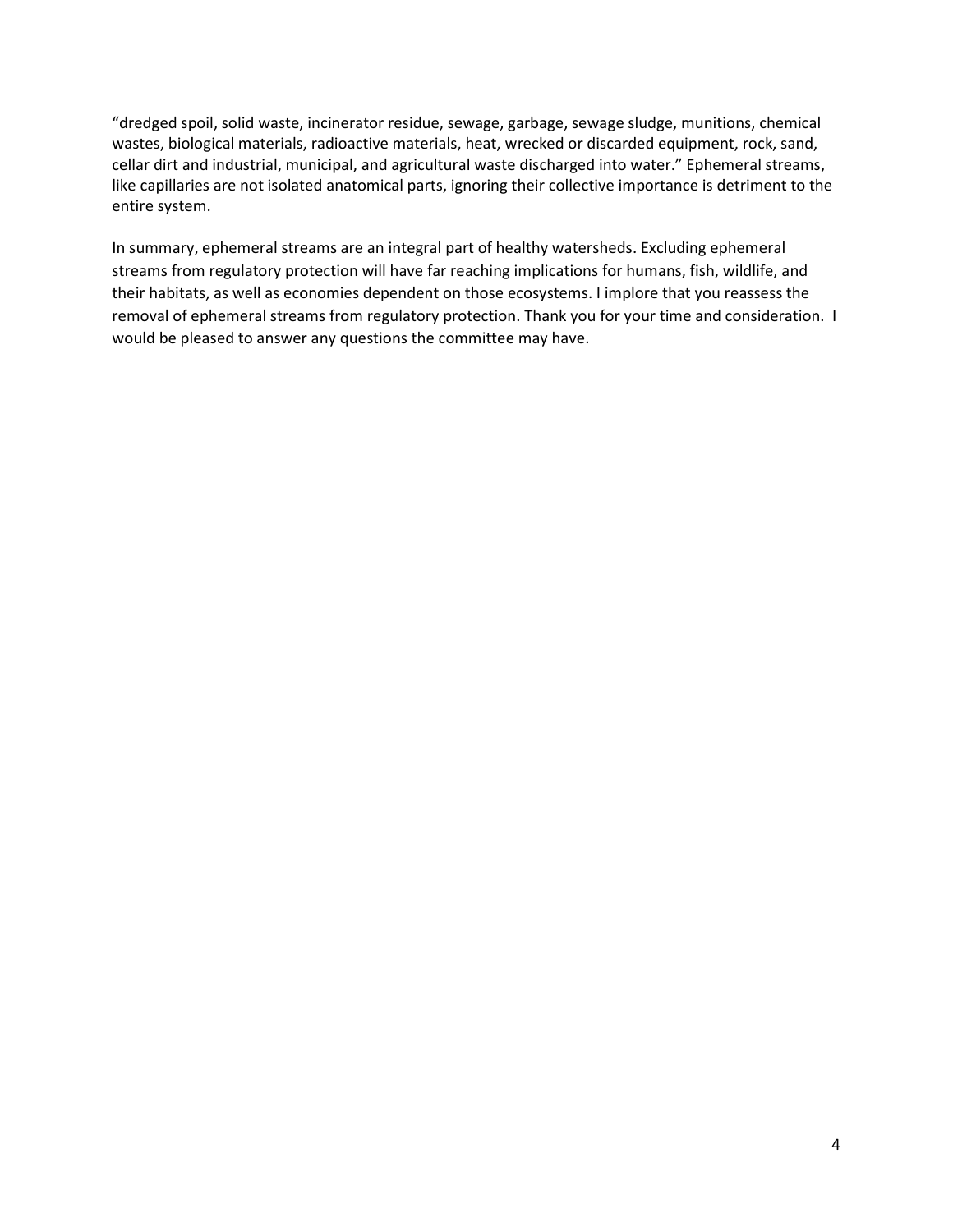"dredged spoil, solid waste, incinerator residue, sewage, garbage, sewage sludge, munitions, chemical wastes, biological materials, radioactive materials, heat, wrecked or discarded equipment, rock, sand, cellar dirt and industrial, municipal, and agricultural waste discharged into water." Ephemeral streams, like capillaries are not isolated anatomical parts, ignoring their collective importance is detriment to the entire system.

In summary, ephemeral streams are an integral part of healthy watersheds. Excluding ephemeral streams from regulatory protection will have far reaching implications for humans, fish, wildlife, and their habitats, as well as economies dependent on those ecosystems. I implore that you reassess the removal of ephemeral streams from regulatory protection. Thank you for your time and consideration. I would be pleased to answer any questions the committee may have.